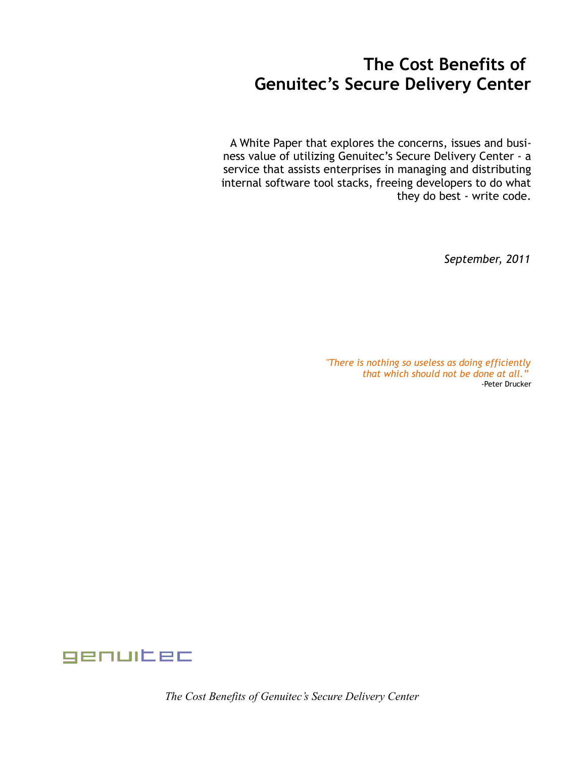# The Cost Benefits of Genuitec's Secure Delivery Center

A White Paper that explores the concerns, issues and business value of utilizing Genuitec's Secure Delivery Center - a service that assists enterprises in managing and distributing internal software tool stacks, freeing developers to do what they do best - write code.

*September, 2011*

*"There is nothing so useless as doing efficiently that which should not be done at all."*
-Peter Drucker

genuitec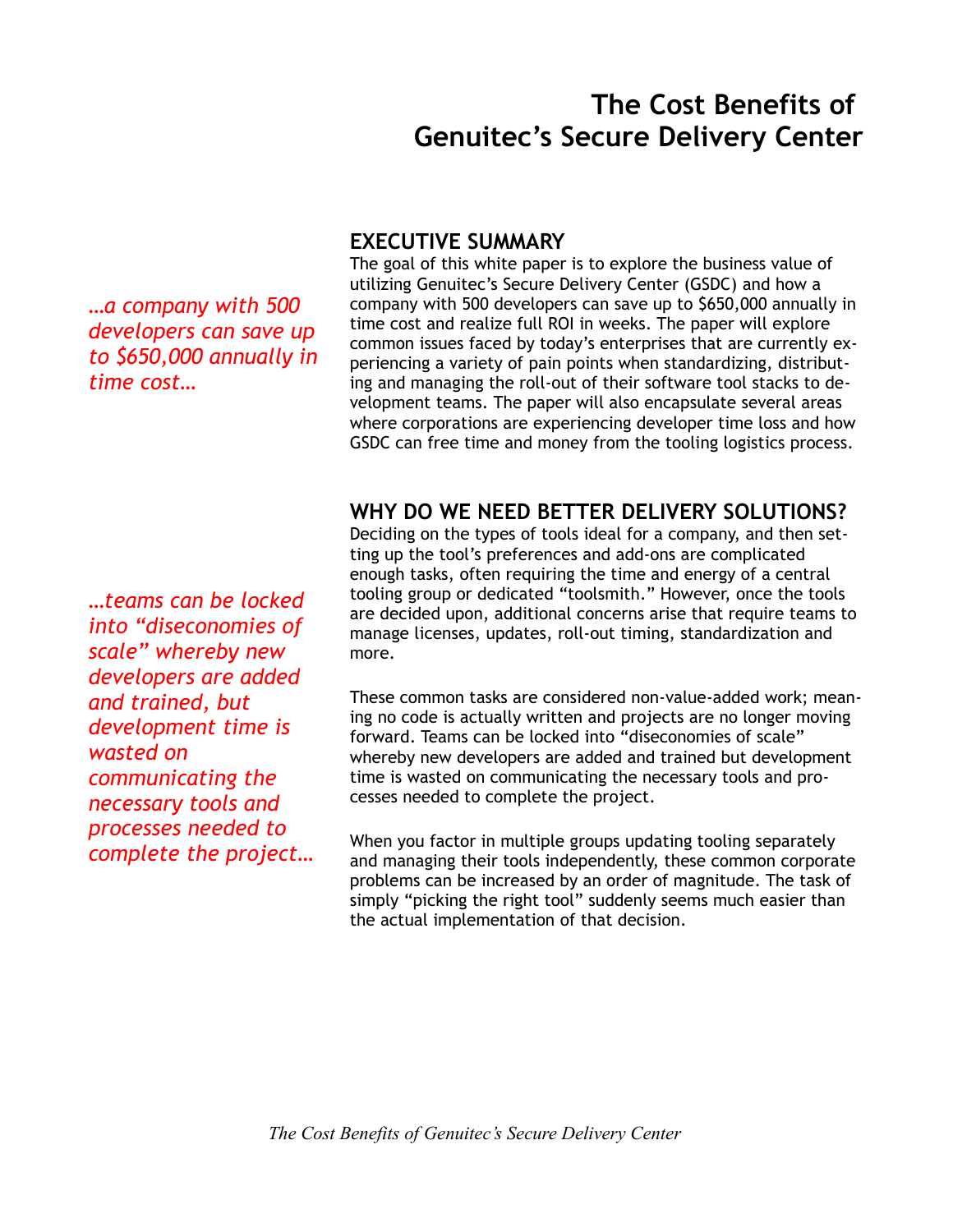# The Cost Benefits of Genuitec's Secure Delivery Center

## EXECUTIVE SUMMARY

*…a company with 500 developers can save up to $650,000 annually in time cost…*

The goal of this white paper is to explore the business value of utilizing Genuitec's Secure Delivery Center (GSDC) and how a company with 500 developers can save up to $650,000 annually in time cost and realize full ROI in weeks. The paper will explore common issues faced by today's enterprises that are currently experiencing a variety of pain points when standardizing, distributing and managing the roll-out of their software tool stacks to development teams. The paper will also encapsulate several areas where corporations are experiencing developer time loss and how GSDC can free time and money from the tooling logistics process.

## WHY DO WE NEED BETTER DELIVERY SOLUTIONS?

Deciding on the types of tools ideal for a company, and then setting up the tool's preferences and add-ons are complicated enough tasks, often requiring the time and energy of a central tooling group or dedicated "toolsmith." However, once the tools are decided upon, additional concerns arise that require teams to manage licenses, updates, roll-out timing, standardization and more.

*…teams can be locked into "diseconomies of scale" whereby new developers are added and trained, but development time is wasted on communicating the necessary tools and processes needed to complete the project…*

These common tasks are considered non-value-added work; meaning no code is actually written and projects are no longer moving forward. Teams can be locked into "diseconomies of scale" whereby new developers are added and trained but development time is wasted on communicating the necessary tools and processes needed to complete the project.

When you factor in multiple groups updating tooling separately and managing their tools independently, these common corporate problems can be increased by an order of magnitude. The task of simply "picking the right tool" suddenly seems much easier than the actual implementation of that decision.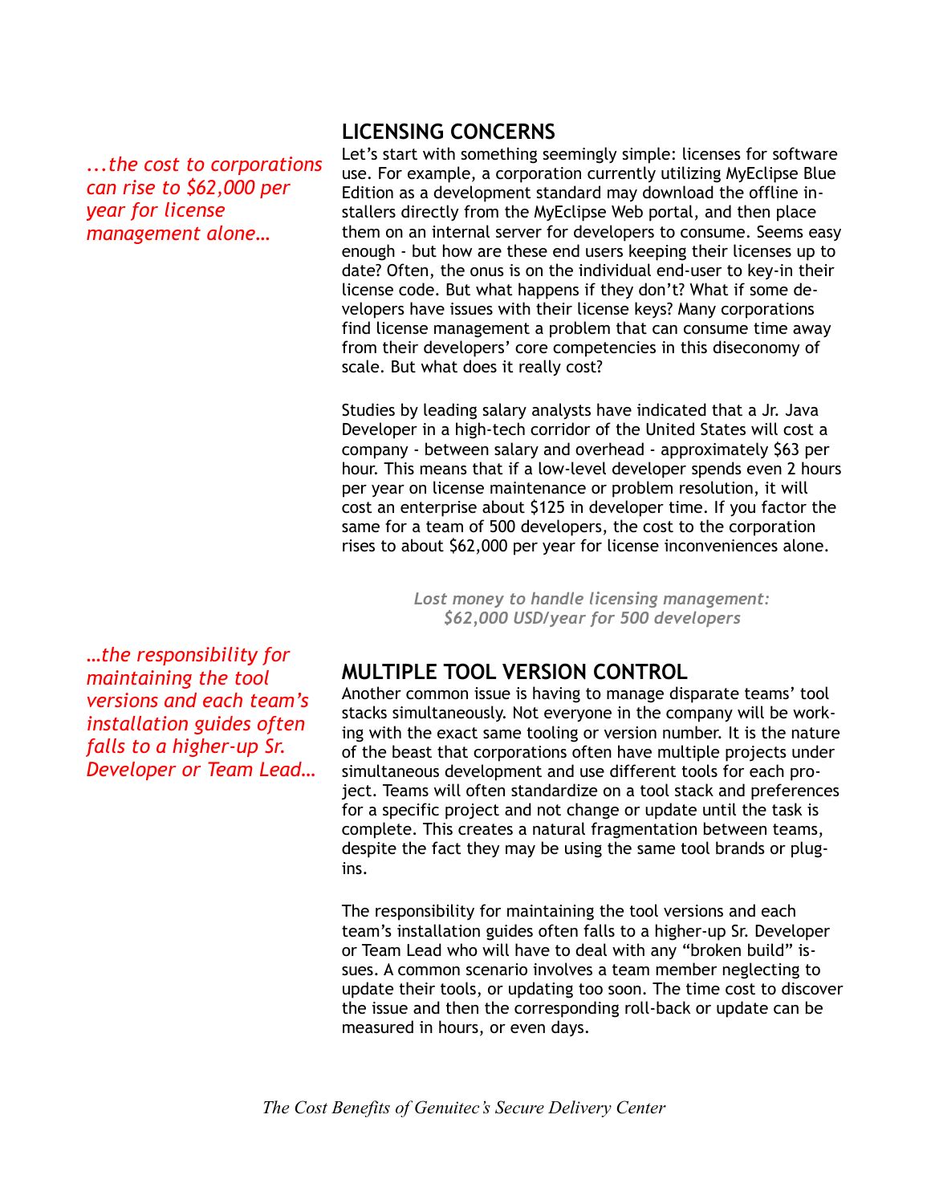## LICENSING CONCERNS

*...the cost to corporations can rise to $62,000 per year for license management alone…*

Let's start with something seemingly simple: licenses for software use. For example, a corporation currently utilizing MyEclipse Blue Edition as a development standard may download the offline installers directly from the MyEclipse Web portal, and then place them on an internal server for developers to consume. Seems easy enough - but how are these end users keeping their licenses up to date? Often, the onus is on the individual end-user to key-in their license code. But what happens if they don't? What if some developers have issues with their license keys? Many corporations find license management a problem that can consume time away from their developers' core competencies in this diseconomy of scale. But what does it really cost?

Studies by leading salary analysts have indicated that a Jr. Java Developer in a high-tech corridor of the United States will cost a company - between salary and overhead - approximately $63 per hour. This means that if a low-level developer spends even 2 hours per year on license maintenance or problem resolution, it will cost an enterprise about $125 in developer time. If you factor the same for a team of 500 developers, the cost to the corporation rises to about $62,000 per year for license inconveniences alone.

*Lost money to handle licensing management: $62,000 USD/year for 500 developers*

## MULTIPLE TOOL VERSION CONTROL

*…the responsibility for maintaining the tool versions and each team's installation guides often falls to a higher-up Sr. Developer or Team Lead…*

Another common issue is having to manage disparate teams' tool stacks simultaneously. Not everyone in the company will be working with the exact same tooling or version number. It is the nature of the beast that corporations often have multiple projects under simultaneous development and use different tools for each project. Teams will often standardize on a tool stack and preferences for a specific project and not change or update until the task is complete. This creates a natural fragmentation between teams, despite the fact they may be using the same tool brands or plug-ins.

The responsibility for maintaining the tool versions and each team's installation guides often falls to a higher-up Sr. Developer or Team Lead who will have to deal with any "broken build" issues. A common scenario involves a team member neglecting to update their tools, or updating too soon. The time cost to discover the issue and then the corresponding roll-back or update can be measured in hours, or even days.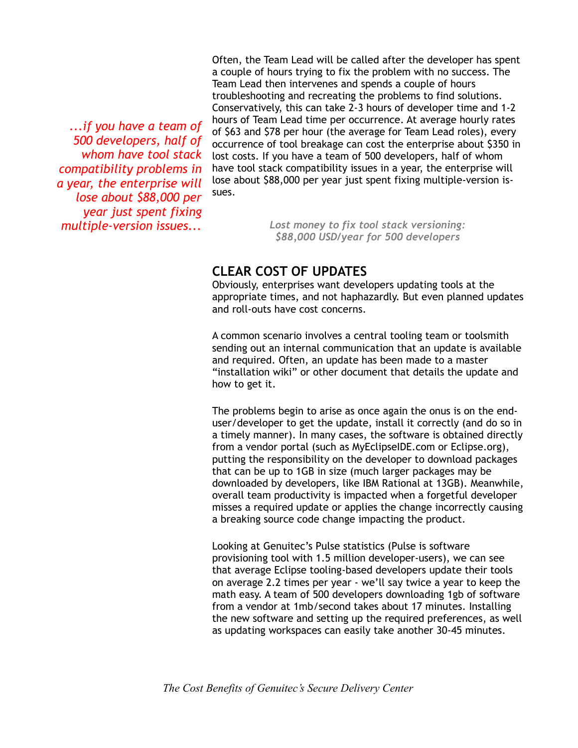*...if you have a team of 500 developers, half of whom have tool stack compatibility problems in a year, the enterprise will lose about $88,000 per year just spent fixing multiple-version issues...*

Often, the Team Lead will be called after the developer has spent a couple of hours trying to fix the problem with no success. The Team Lead then intervenes and spends a couple of hours troubleshooting and recreating the problems to find solutions. Conservatively, this can take 2-3 hours of developer time and 1-2 hours of Team Lead time per occurrence. At average hourly rates of $63 and $78 per hour (the average for Team Lead roles), every occurrence of tool breakage can cost the enterprise about $350 in lost costs. If you have a team of 500 developers, half of whom have tool stack compatibility issues in a year, the enterprise will lose about $88,000 per year just spent fixing multiple-version issues.

*Lost money to fix tool stack versioning: $88,000 USD/year for 500 developers*

## CLEAR COST OF UPDATES

Obviously, enterprises want developers updating tools at the appropriate times, and not haphazardly. But even planned updates and roll-outs have cost concerns.

A common scenario involves a central tooling team or toolsmith sending out an internal communication that an update is available and required. Often, an update has been made to a master "installation wiki" or other document that details the update and how to get it.

The problems begin to arise as once again the onus is on the end-user/developer to get the update, install it correctly (and do so in a timely manner). In many cases, the software is obtained directly from a vendor portal (such as MyEclipseIDE.com or Eclipse.org), putting the responsibility on the developer to download packages that can be up to 1GB in size (much larger packages may be downloaded by developers, like IBM Rational at 13GB). Meanwhile, overall team productivity is impacted when a forgetful developer misses a required update or applies the change incorrectly causing a breaking source code change impacting the product.

Looking at Genuitec's Pulse statistics (Pulse is software provisioning tool with 1.5 million developer-users), we can see that average Eclipse tooling-based developers update their tools on average 2.2 times per year - we'll say twice a year to keep the math easy. A team of 500 developers downloading 1gb of software from a vendor at 1mb/second takes about 17 minutes. Installing the new software and setting up the required preferences, as well as updating workspaces can easily take another 30-45 minutes.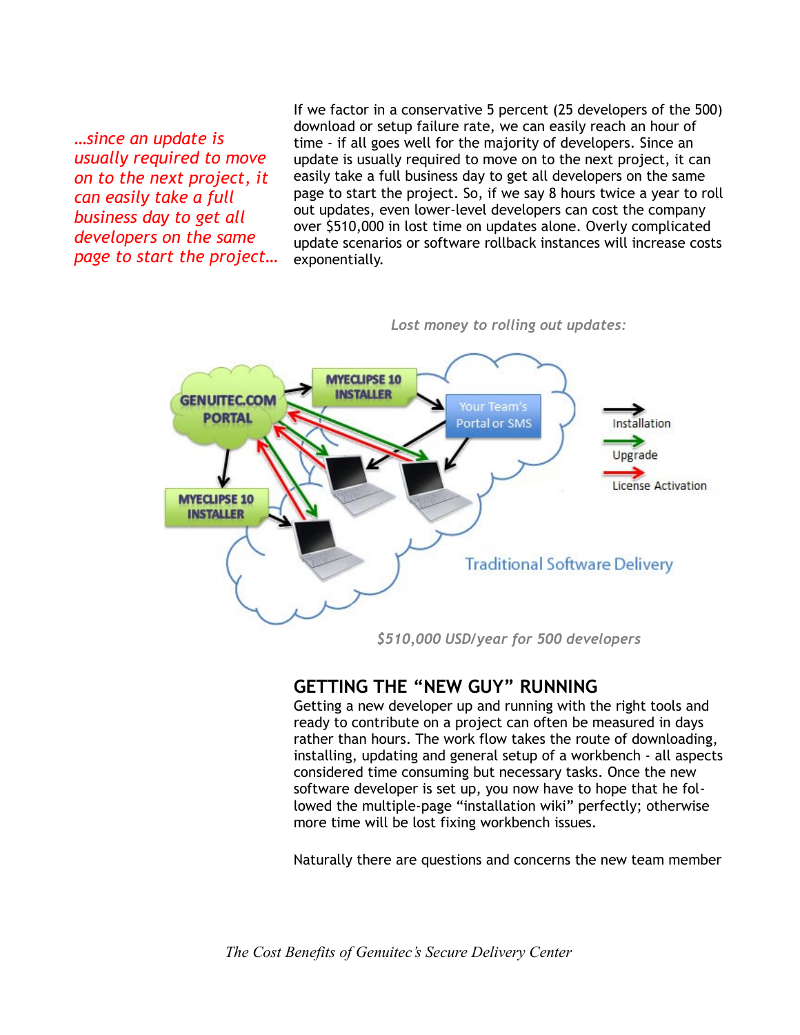*…since an update is usually required to move on to the next project, it can easily take a full business day to get all developers on the same page to start the project…*

If we factor in a conservative 5 percent (25 developers of the 500) download or setup failure rate, we can easily reach an hour of time - if all goes well for the majority of developers. Since an update is usually required to move on to the next project, it can easily take a full business day to get all developers on the same page to start the project. So, if we say 8 hours twice a year to roll out updates, even lower-level developers can cost the company over $510,000 in lost time on updates alone. Overly complicated update scenarios or software rollback instances will increase costs exponentially.

*Lost money to rolling out updates:*

*$510,000 USD/year for 500 developers*

## GETTING THE "NEW GUY" RUNNING

Getting a new developer up and running with the right tools and ready to contribute on a project can often be measured in days rather than hours. The work flow takes the route of downloading, installing, updating and general setup of a workbench - all aspects considered time consuming but necessary tasks. Once the new software developer is set up, you now have to hope that he followed the multiple-page "installation wiki" perfectly; otherwise more time will be lost fixing workbench issues.

Naturally there are questions and concerns the new team member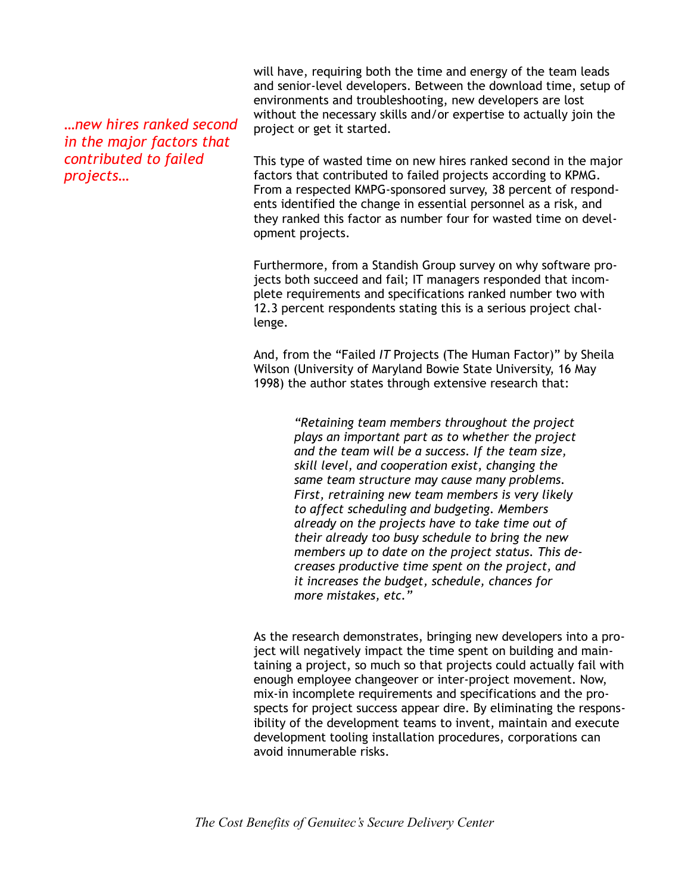*…new hires ranked second in the major factors that contributed to failed projects…*

will have, requiring both the time and energy of the team leads and senior-level developers. Between the download time, setup of environments and troubleshooting, new developers are lost without the necessary skills and/or expertise to actually join the project or get it started.

This type of wasted time on new hires ranked second in the major factors that contributed to failed projects according to KPMG. From a respected KMPG-sponsored survey, 38 percent of respondents identified the change in essential personnel as a risk, and they ranked this factor as number four for wasted time on development projects.

Furthermore, from a Standish Group survey on why software projects both succeed and fail; IT managers responded that incomplete requirements and specifications ranked number two with 12.3 percent respondents stating this is a serious project challenge.

And, from the "Failed *IT* Projects (The Human Factor)" by Sheila Wilson (University of Maryland Bowie State University, 16 May 1998) the author states through extensive research that:

> *"Retaining team members throughout the project plays an important part as to whether the project and the team will be a success. If the team size, skill level, and cooperation exist, changing the same team structure may cause many problems. First, retraining new team members is very likely to affect scheduling and budgeting. Members already on the projects have to take time out of their already too busy schedule to bring the new members up to date on the project status. This decreases productive time spent on the project, and it increases the budget, schedule, chances for more mistakes, etc."*

As the research demonstrates, bringing new developers into a project will negatively impact the time spent on building and maintaining a project, so much so that projects could actually fail with enough employee changeover or inter-project movement. Now, mix-in incomplete requirements and specifications and the prospects for project success appear dire. By eliminating the responsibility of the development teams to invent, maintain and execute development tooling installation procedures, corporations can avoid innumerable risks.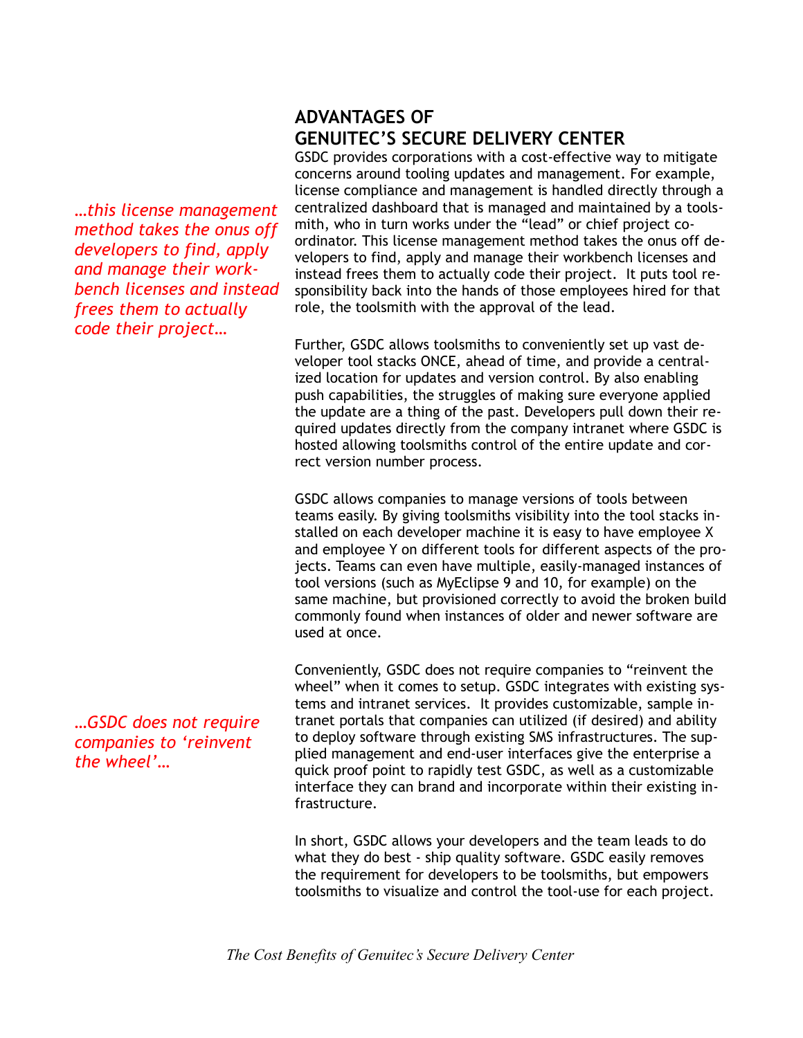## ADVANTAGES OF GENUITEC'S SECURE DELIVERY CENTER

GSDC provides corporations with a cost-effective way to mitigate concerns around tooling updates and management. For example, license compliance and management is handled directly through a centralized dashboard that is managed and maintained by a toolsmith, who in turn works under the "lead" or chief project coordinator. This license management method takes the onus off developers to find, apply and manage their workbench licenses and instead frees them to actually code their project. It puts tool responsibility back into the hands of those employees hired for that role, the toolsmith with the approval of the lead.

*...this license management method takes the onus off developers to find, apply and manage their workbench licenses and instead frees them to actually code their project...*

Further, GSDC allows toolsmiths to conveniently set up vast developer tool stacks ONCE, ahead of time, and provide a centralized location for updates and version control. By also enabling push capabilities, the struggles of making sure everyone applied the update are a thing of the past. Developers pull down their required updates directly from the company intranet where GSDC is hosted allowing toolsmiths control of the entire update and correct version number process.

GSDC allows companies to manage versions of tools between teams easily. By giving toolsmiths visibility into the tool stacks installed on each developer machine it is easy to have employee X and employee Y on different tools for different aspects of the projects. Teams can even have multiple, easily-managed instances of tool versions (such as MyEclipse 9 and 10, for example) on the same machine, but provisioned correctly to avoid the broken build commonly found when instances of older and newer software are used at once.

Conveniently, GSDC does not require companies to "reinvent the wheel" when it comes to setup. GSDC integrates with existing systems and intranet services. It provides customizable, sample intranet portals that companies can utilized (if desired) and ability to deploy software through existing SMS infrastructures. The supplied management and end-user interfaces give the enterprise a quick proof point to rapidly test GSDC, as well as a customizable interface they can brand and incorporate within their existing infrastructure.

*...GSDC does not require companies to 'reinvent the wheel'...*

In short, GSDC allows your developers and the team leads to do what they do best - ship quality software. GSDC easily removes the requirement for developers to be toolsmiths, but empowers toolsmiths to visualize and control the tool-use for each project.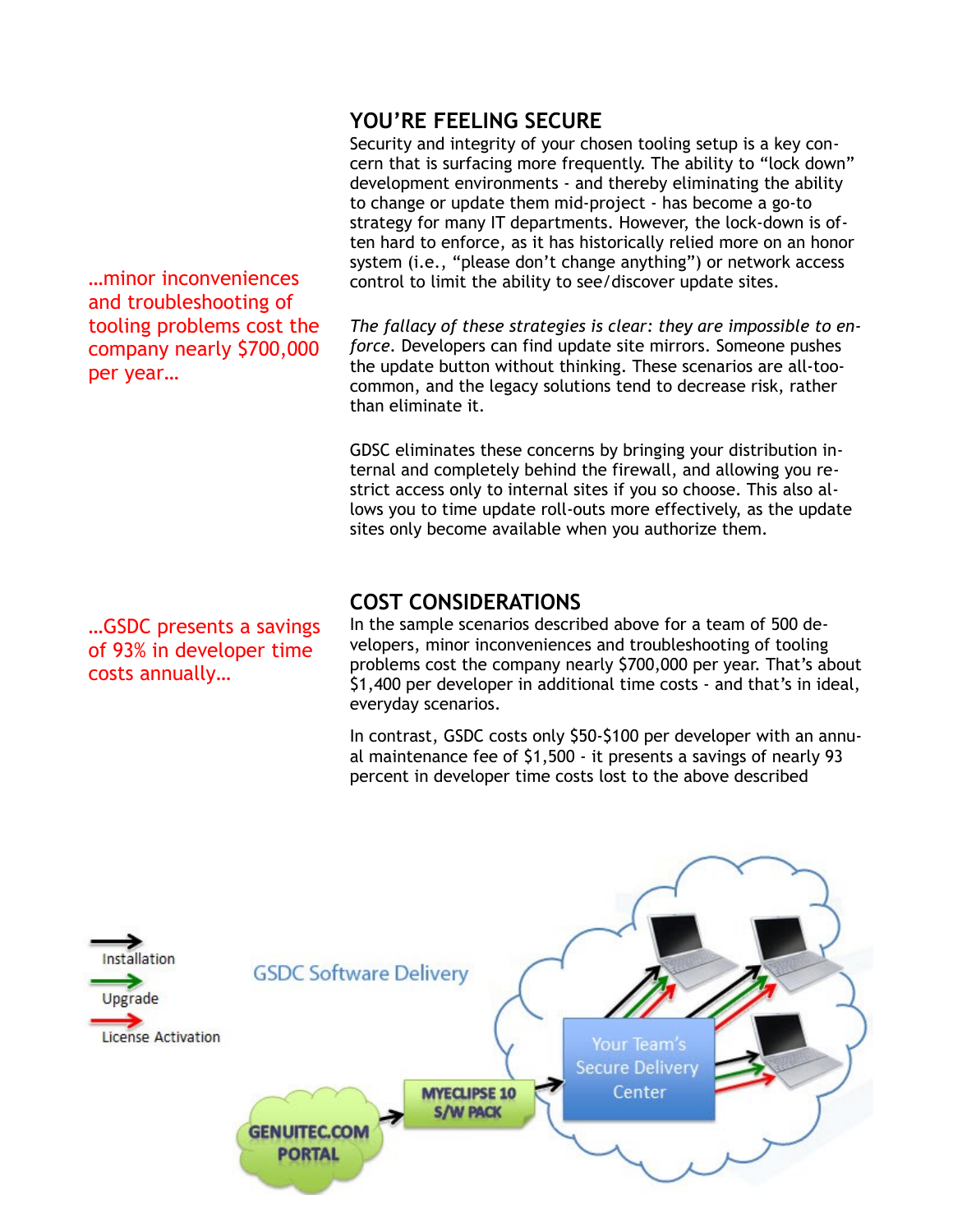## YOU'RE FEELING SECURE

Security and integrity of your chosen tooling setup is a key concern that is surfacing more frequently. The ability to "lock down" development environments - and thereby eliminating the ability to change or update them mid-project - has become a go-to strategy for many IT departments. However, the lock-down is often hard to enforce, as it has historically relied more on an honor system (i.e., "please don't change anything") or network access control to limit the ability to see/discover update sites.

…minor inconveniences and troubleshooting of tooling problems cost the company nearly $700,000 per year…

*The fallacy of these strategies is clear: they are impossible to enforce*. Developers can find update site mirrors. Someone pushes the update button without thinking. These scenarios are all-too-common, and the legacy solutions tend to decrease risk, rather than eliminate it.

GDSC eliminates these concerns by bringing your distribution internal and completely behind the firewall, and allowing you restrict access only to internal sites if you so choose. This also allows you to time update roll-outs more effectively, as the update sites only become available when you authorize them.

## COST CONSIDERATIONS

…GSDC presents a savings of 93% in developer time costs annually…

In the sample scenarios described above for a team of 500 developers, minor inconveniences and troubleshooting of tooling problems cost the company nearly $700,000 per year. That's about $1,400 per developer in additional time costs - and that's in ideal, everyday scenarios.

In contrast, GSDC costs only $50-$100 per developer with an annual maintenance fee of $1,500 - it presents a savings of nearly 93 percent in developer time costs lost to the above described

Installation

Upgrade

License Activation

GSDC Software Delivery

GENUITEC.COM PORTAL

MYECLIPSE 10 S/W PACK

Your Team's Secure Delivery Center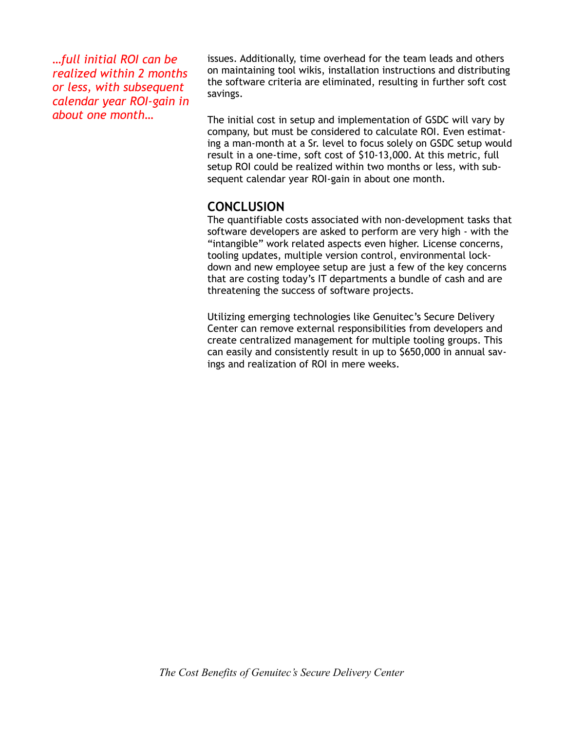*…full initial ROI can be realized within 2 months or less, with subsequent calendar year ROI-gain in about one month…*

issues. Additionally, time overhead for the team leads and others on maintaining tool wikis, installation instructions and distributing the software criteria are eliminated, resulting in further soft cost savings.

The initial cost in setup and implementation of GSDC will vary by company, but must be considered to calculate ROI. Even estimating a man-month at a Sr. level to focus solely on GSDC setup would result in a one-time, soft cost of $10-13,000. At this metric, full setup ROI could be realized within two months or less, with subsequent calendar year ROI-gain in about one month.

## CONCLUSION

The quantifiable costs associated with non-development tasks that software developers are asked to perform are very high - with the "intangible" work related aspects even higher. License concerns, tooling updates, multiple version control, environmental lockdown and new employee setup are just a few of the key concerns that are costing today's IT departments a bundle of cash and are threatening the success of software projects.

Utilizing emerging technologies like Genuitec's Secure Delivery Center can remove external responsibilities from developers and create centralized management for multiple tooling groups. This can easily and consistently result in up to $650,000 in annual savings and realization of ROI in mere weeks.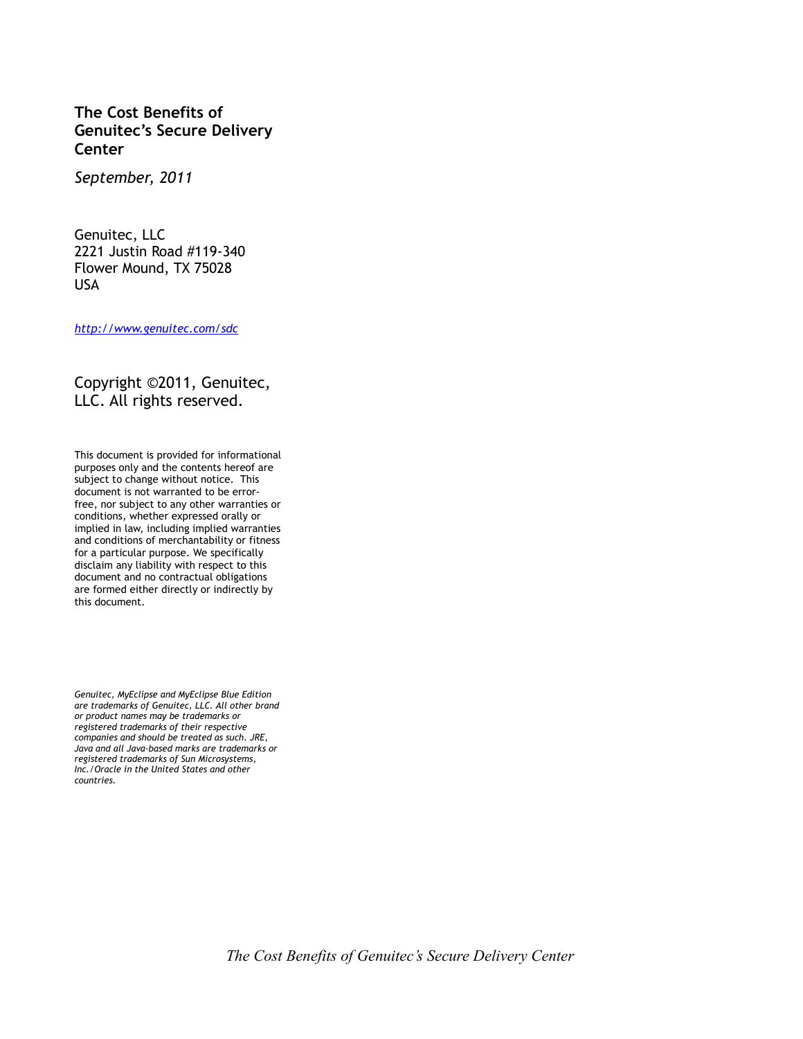**The Cost Benefits of Genuitec's Secure Delivery Center**

*September, 2011*

Genuitec, LLC
2221 Justin Road #119-340
Flower Mound, TX 75028
USA

http://www.genuitec.com/sdc

Copyright ©2011, Genuitec, LLC. All rights reserved.

This document is provided for informational purposes only and the contents hereof are subject to change without notice. This document is not warranted to be error-free, nor subject to any other warranties or conditions, whether expressed orally or implied in law, including implied warranties and conditions of merchantability or fitness for a particular purpose. We specifically disclaim any liability with respect to this document and no contractual obligations are formed either directly or indirectly by this document.

*Genuitec, MyEclipse and MyEclipse Blue Edition are trademarks of Genuitec, LLC. All other brand or product names may be trademarks or registered trademarks of their respective companies and should be treated as such. JRE, Java and all Java-based marks are trademarks or registered trademarks of Sun Microsystems, Inc./Oracle in the United States and other countries.*